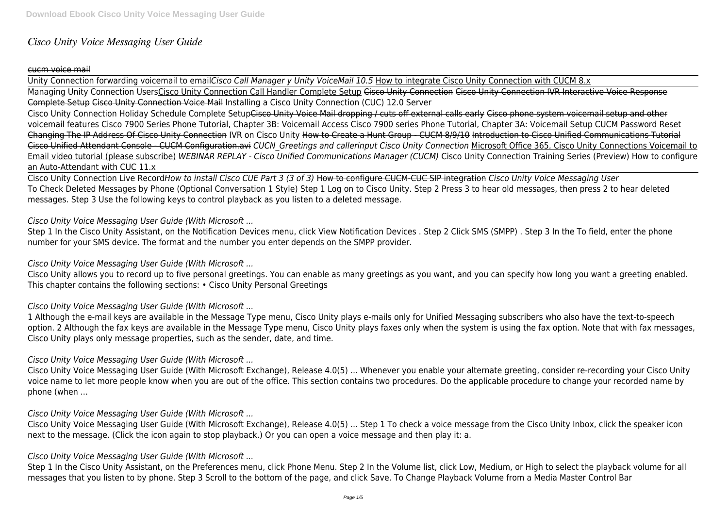# *Cisco Unity Voice Messaging User Guide*

cucm voice mail

Unity Connection forwarding voicemail to email*Cisco Call Manager y Unity VoiceMail 10.5* How to integrate Cisco Unity Connection with CUCM 8.x
Managing Unity Connection UsersCisco Unity Connection Call Handler Complete Setup Cisco Unity Connection Cisco Unity Connection IVR Interactive Voice Response Complete Setup Cisco Unity Connection Voice Mail Installing a Cisco Unity Connection (CUC) 12.0 Server

Cisco Unity Connection Holiday Schedule Complete SetupCisco Unity Voice Mail dropping / cuts off external calls early Cisco phone system voicemail setup and other voicemail features Cisco 7900 Series Phone Tutorial, Chapter 3B: Voicemail Access Cisco 7900 series Phone Tutorial, Chapter 3A: Voicemail Setup CUCM Password Reset Changing The IP Address Of Cisco Unity Connection IVR on Cisco Unity How to Create a Hunt Group - CUCM 8/9/10 Introduction to Cisco Unified Communications Tutorial Cisco Unified Attendant Console - CUCM Configuration.avi *CUCN_Greetings and callerinput Cisco Unity Connection* Microsoft Office 365, Cisco Unity Connections Voicemail to Email video tutorial (please subscribe) *WEBINAR REPLAY - Cisco Unified Communications Manager (CUCM)* Cisco Unity Connection Training Series (Preview) How to configure an Auto-Attendant with CUC 11.x

Cisco Unity Connection Live Record*How to install Cisco CUE Part 3 (3 of 3)* How to configure CUCM-CUC SIP integration *Cisco Unity Voice Messaging User*
To Check Deleted Messages by Phone (Optional Conversation 1 Style) Step 1 Log on to Cisco Unity. Step 2 Press 3 to hear old messages, then press 2 to hear deleted messages. Step 3 Use the following keys to control playback as you listen to a deleted message.

*Cisco Unity Voice Messaging User Guide (With Microsoft ...*

Step 1 In the Cisco Unity Assistant, on the Notification Devices menu, click View Notification Devices . Step 2 Click SMS (SMPP) . Step 3 In the To field, enter the phone number for your SMS device. The format and the number you enter depends on the SMPP provider.

*Cisco Unity Voice Messaging User Guide (With Microsoft ...*

Cisco Unity allows you to record up to five personal greetings. You can enable as many greetings as you want, and you can specify how long you want a greeting enabled. This chapter contains the following sections: • Cisco Unity Personal Greetings

*Cisco Unity Voice Messaging User Guide (With Microsoft ...*

1 Although the e-mail keys are available in the Message Type menu, Cisco Unity plays e-mails only for Unified Messaging subscribers who also have the text-to-speech option. 2 Although the fax keys are available in the Message Type menu, Cisco Unity plays faxes only when the system is using the fax option. Note that with fax messages, Cisco Unity plays only message properties, such as the sender, date, and time.

*Cisco Unity Voice Messaging User Guide (With Microsoft ...*

Cisco Unity Voice Messaging User Guide (With Microsoft Exchange), Release 4.0(5) ... Whenever you enable your alternate greeting, consider re-recording your Cisco Unity voice name to let more people know when you are out of the office. This section contains two procedures. Do the applicable procedure to change your recorded name by phone (when ...

*Cisco Unity Voice Messaging User Guide (With Microsoft ...*

Cisco Unity Voice Messaging User Guide (With Microsoft Exchange), Release 4.0(5) ... Step 1 To check a voice message from the Cisco Unity Inbox, click the speaker icon next to the message. (Click the icon again to stop playback.) Or you can open a voice message and then play it: a.

*Cisco Unity Voice Messaging User Guide (With Microsoft ...*

Step 1 In the Cisco Unity Assistant, on the Preferences menu, click Phone Menu. Step 2 In the Volume list, click Low, Medium, or High to select the playback volume for all messages that you listen to by phone. Step 3 Scroll to the bottom of the page, and click Save. To Change Playback Volume from a Media Master Control Bar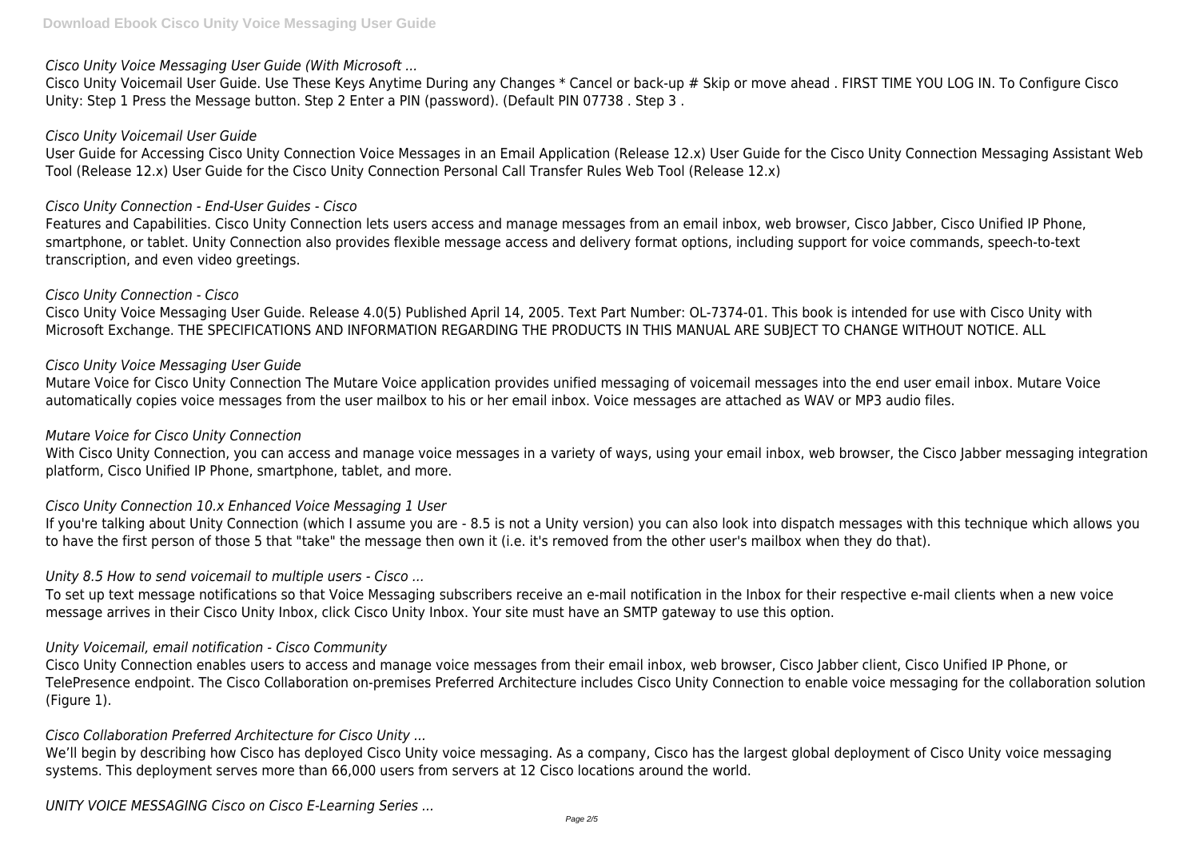*Cisco Unity Voice Messaging User Guide (With Microsoft ...*

Cisco Unity Voicemail User Guide. Use These Keys Anytime During any Changes * Cancel or back-up # Skip or move ahead . FIRST TIME YOU LOG IN. To Configure Cisco Unity: Step 1 Press the Message button. Step 2 Enter a PIN (password). (Default PIN 07738 . Step 3 .

*Cisco Unity Voicemail User Guide*

User Guide for Accessing Cisco Unity Connection Voice Messages in an Email Application (Release 12.x) User Guide for the Cisco Unity Connection Messaging Assistant Web Tool (Release 12.x) User Guide for the Cisco Unity Connection Personal Call Transfer Rules Web Tool (Release 12.x)

*Cisco Unity Connection - End-User Guides - Cisco*

Features and Capabilities. Cisco Unity Connection lets users access and manage messages from an email inbox, web browser, Cisco Jabber, Cisco Unified IP Phone, smartphone, or tablet. Unity Connection also provides flexible message access and delivery format options, including support for voice commands, speech-to-text transcription, and even video greetings.

*Cisco Unity Connection - Cisco*

Cisco Unity Voice Messaging User Guide. Release 4.0(5) Published April 14, 2005. Text Part Number: OL-7374-01. This book is intended for use with Cisco Unity with Microsoft Exchange. THE SPECIFICATIONS AND INFORMATION REGARDING THE PRODUCTS IN THIS MANUAL ARE SUBJECT TO CHANGE WITHOUT NOTICE. ALL

*Cisco Unity Voice Messaging User Guide*

Mutare Voice for Cisco Unity Connection The Mutare Voice application provides unified messaging of voicemail messages into the end user email inbox. Mutare Voice automatically copies voice messages from the user mailbox to his or her email inbox. Voice messages are attached as WAV or MP3 audio files.

*Mutare Voice for Cisco Unity Connection*

With Cisco Unity Connection, you can access and manage voice messages in a variety of ways, using your email inbox, web browser, the Cisco Jabber messaging integration platform, Cisco Unified IP Phone, smartphone, tablet, and more.

*Cisco Unity Connection 10.x Enhanced Voice Messaging 1 User*

If you're talking about Unity Connection (which I assume you are - 8.5 is not a Unity version) you can also look into dispatch messages with this technique which allows you to have the first person of those 5 that "take" the message then own it (i.e. it's removed from the other user's mailbox when they do that).

*Unity 8.5 How to send voicemail to multiple users - Cisco ...*

To set up text message notifications so that Voice Messaging subscribers receive an e-mail notification in the Inbox for their respective e-mail clients when a new voice message arrives in their Cisco Unity Inbox, click Cisco Unity Inbox. Your site must have an SMTP gateway to use this option.

*Unity Voicemail, email notification - Cisco Community*

Cisco Unity Connection enables users to access and manage voice messages from their email inbox, web browser, Cisco Jabber client, Cisco Unified IP Phone, or TelePresence endpoint. The Cisco Collaboration on-premises Preferred Architecture includes Cisco Unity Connection to enable voice messaging for the collaboration solution (Figure 1).

*Cisco Collaboration Preferred Architecture for Cisco Unity ...*

We'll begin by describing how Cisco has deployed Cisco Unity voice messaging. As a company, Cisco has the largest global deployment of Cisco Unity voice messaging systems. This deployment serves more than 66,000 users from servers at 12 Cisco locations around the world.

*UNITY VOICE MESSAGING Cisco on Cisco E-Learning Series ...*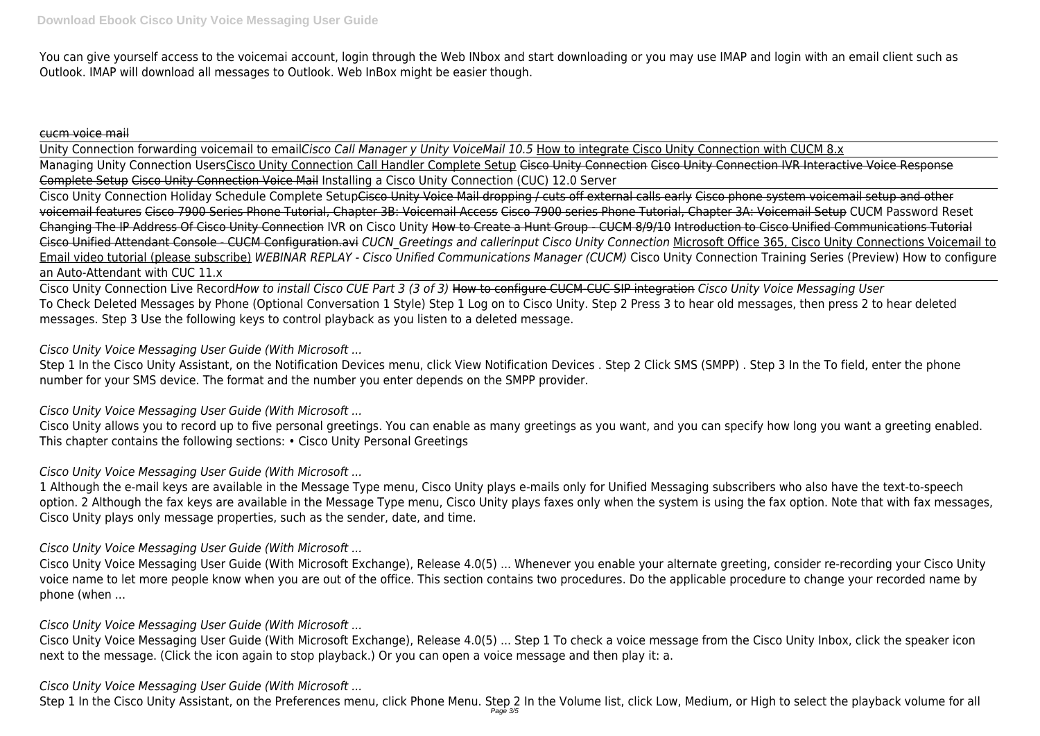You can give yourself access to the voicemai account, login through the Web INbox and start downloading or you may use IMAP and login with an email client such as Outlook. IMAP will download all messages to Outlook. Web InBox might be easier though.

~~cucm voice mail~~

Unity Connection forwarding voicemail to email*Cisco Call Manager y Unity VoiceMail 10.5* How to integrate Cisco Unity Connection with CUCM 8.x Managing Unity Connection UsersCisco Unity Connection Call Handler Complete Setup ~~Cisco Unity Connection~~ ~~Cisco Unity Connection IVR Interactive Voice Response Complete Setup~~ ~~Cisco Unity Connection Voice Mail~~ Installing a Cisco Unity Connection (CUC) 12.0 Server

Cisco Unity Connection Holiday Schedule Complete Setup~~Cisco Unity Voice Mail dropping / cuts off external calls early~~ ~~Cisco phone system voicemail setup and other voicemail features~~ ~~Cisco 7900 Series Phone Tutorial, Chapter 3B: Voicemail Access~~ ~~Cisco 7900 series Phone Tutorial, Chapter 3A: Voicemail Setup~~ CUCM Password Reset ~~Changing The IP Address Of Cisco Unity Connection~~ IVR on Cisco Unity ~~How to Create a Hunt Group - CUCM 8/9/10~~ ~~Introduction to Cisco Unified Communications Tutorial~~ ~~Cisco Unified Attendant Console - CUCM Configuration.avi~~ *CUCN_Greetings and callerinput Cisco Unity Connection* Microsoft Office 365, Cisco Unity Connections Voicemail to Email video tutorial (please subscribe) *WEBINAR REPLAY - Cisco Unified Communications Manager (CUCM)* Cisco Unity Connection Training Series (Preview) How to configure an Auto-Attendant with CUC 11.x

Cisco Unity Connection Live Record*How to install Cisco CUE Part 3 (3 of 3)* ~~How to configure CUCM-CUC SIP integration~~ *Cisco Unity Voice Messaging User*

To Check Deleted Messages by Phone (Optional Conversation 1 Style) Step 1 Log on to Cisco Unity. Step 2 Press 3 to hear old messages, then press 2 to hear deleted messages. Step 3 Use the following keys to control playback as you listen to a deleted message.

*Cisco Unity Voice Messaging User Guide (With Microsoft ...*

Step 1 In the Cisco Unity Assistant, on the Notification Devices menu, click View Notification Devices . Step 2 Click SMS (SMPP) . Step 3 In the To field, enter the phone number for your SMS device. The format and the number you enter depends on the SMPP provider.

*Cisco Unity Voice Messaging User Guide (With Microsoft ...*

Cisco Unity allows you to record up to five personal greetings. You can enable as many greetings as you want, and you can specify how long you want a greeting enabled. This chapter contains the following sections: • Cisco Unity Personal Greetings

*Cisco Unity Voice Messaging User Guide (With Microsoft ...*

1 Although the e-mail keys are available in the Message Type menu, Cisco Unity plays e-mails only for Unified Messaging subscribers who also have the text-to-speech option. 2 Although the fax keys are available in the Message Type menu, Cisco Unity plays faxes only when the system is using the fax option. Note that with fax messages, Cisco Unity plays only message properties, such as the sender, date, and time.

*Cisco Unity Voice Messaging User Guide (With Microsoft ...*

Cisco Unity Voice Messaging User Guide (With Microsoft Exchange), Release 4.0(5) ... Whenever you enable your alternate greeting, consider re-recording your Cisco Unity voice name to let more people know when you are out of the office. This section contains two procedures. Do the applicable procedure to change your recorded name by phone (when ...

*Cisco Unity Voice Messaging User Guide (With Microsoft ...*

Cisco Unity Voice Messaging User Guide (With Microsoft Exchange), Release 4.0(5) ... Step 1 To check a voice message from the Cisco Unity Inbox, click the speaker icon next to the message. (Click the icon again to stop playback.) Or you can open a voice message and then play it: a.

*Cisco Unity Voice Messaging User Guide (With Microsoft ...*

Step 1 In the Cisco Unity Assistant, on the Preferences menu, click Phone Menu. Step 2 In the Volume list, click Low, Medium, or High to select the playback volume for all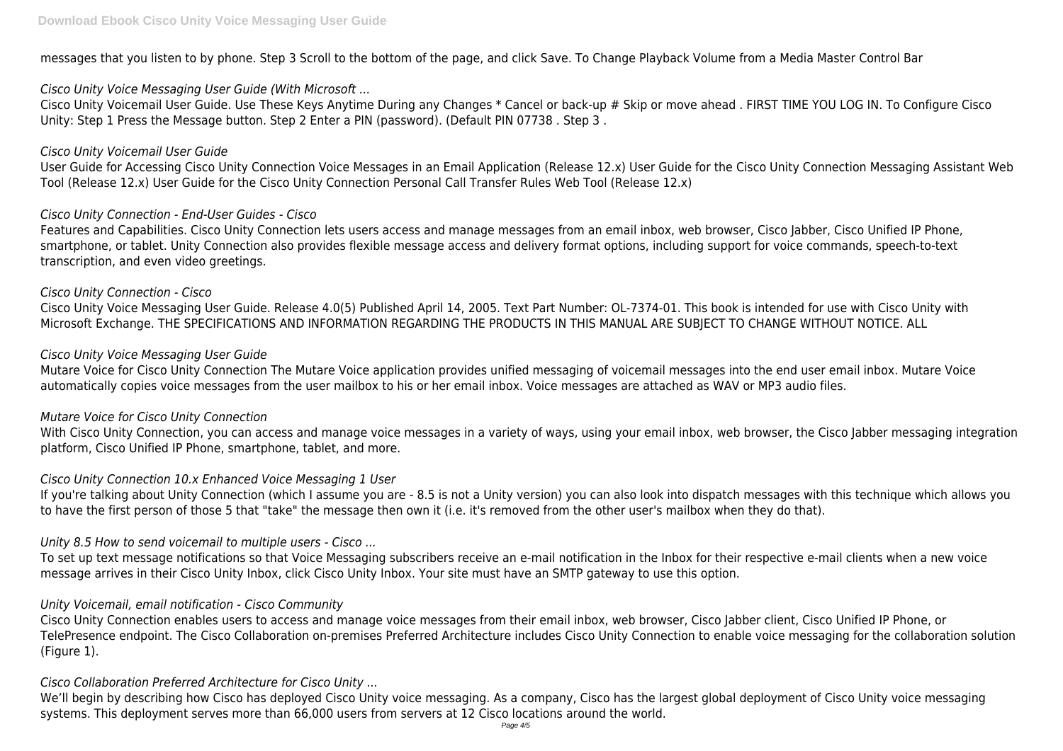messages that you listen to by phone. Step 3 Scroll to the bottom of the page, and click Save. To Change Playback Volume from a Media Master Control Bar

*Cisco Unity Voice Messaging User Guide (With Microsoft ...*

Cisco Unity Voicemail User Guide. Use These Keys Anytime During any Changes * Cancel or back-up # Skip or move ahead . FIRST TIME YOU LOG IN. To Configure Cisco Unity: Step 1 Press the Message button. Step 2 Enter a PIN (password). (Default PIN 07738 . Step 3 .

*Cisco Unity Voicemail User Guide*

User Guide for Accessing Cisco Unity Connection Voice Messages in an Email Application (Release 12.x) User Guide for the Cisco Unity Connection Messaging Assistant Web Tool (Release 12.x) User Guide for the Cisco Unity Connection Personal Call Transfer Rules Web Tool (Release 12.x)

*Cisco Unity Connection - End-User Guides - Cisco*

Features and Capabilities. Cisco Unity Connection lets users access and manage messages from an email inbox, web browser, Cisco Jabber, Cisco Unified IP Phone, smartphone, or tablet. Unity Connection also provides flexible message access and delivery format options, including support for voice commands, speech-to-text transcription, and even video greetings.

*Cisco Unity Connection - Cisco*

Cisco Unity Voice Messaging User Guide. Release 4.0(5) Published April 14, 2005. Text Part Number: OL-7374-01. This book is intended for use with Cisco Unity with Microsoft Exchange. THE SPECIFICATIONS AND INFORMATION REGARDING THE PRODUCTS IN THIS MANUAL ARE SUBJECT TO CHANGE WITHOUT NOTICE. ALL

*Cisco Unity Voice Messaging User Guide*

Mutare Voice for Cisco Unity Connection The Mutare Voice application provides unified messaging of voicemail messages into the end user email inbox. Mutare Voice automatically copies voice messages from the user mailbox to his or her email inbox. Voice messages are attached as WAV or MP3 audio files.

*Mutare Voice for Cisco Unity Connection*

With Cisco Unity Connection, you can access and manage voice messages in a variety of ways, using your email inbox, web browser, the Cisco Jabber messaging integration platform, Cisco Unified IP Phone, smartphone, tablet, and more.

*Cisco Unity Connection 10.x Enhanced Voice Messaging 1 User*

If you're talking about Unity Connection (which I assume you are - 8.5 is not a Unity version) you can also look into dispatch messages with this technique which allows you to have the first person of those 5 that "take" the message then own it (i.e. it's removed from the other user's mailbox when they do that).

*Unity 8.5 How to send voicemail to multiple users - Cisco ...*

To set up text message notifications so that Voice Messaging subscribers receive an e-mail notification in the Inbox for their respective e-mail clients when a new voice message arrives in their Cisco Unity Inbox, click Cisco Unity Inbox. Your site must have an SMTP gateway to use this option.

*Unity Voicemail, email notification - Cisco Community*

Cisco Unity Connection enables users to access and manage voice messages from their email inbox, web browser, Cisco Jabber client, Cisco Unified IP Phone, or TelePresence endpoint. The Cisco Collaboration on-premises Preferred Architecture includes Cisco Unity Connection to enable voice messaging for the collaboration solution (Figure 1).

*Cisco Collaboration Preferred Architecture for Cisco Unity ...*

We'll begin by describing how Cisco has deployed Cisco Unity voice messaging. As a company, Cisco has the largest global deployment of Cisco Unity voice messaging systems. This deployment serves more than 66,000 users from servers at 12 Cisco locations around the world.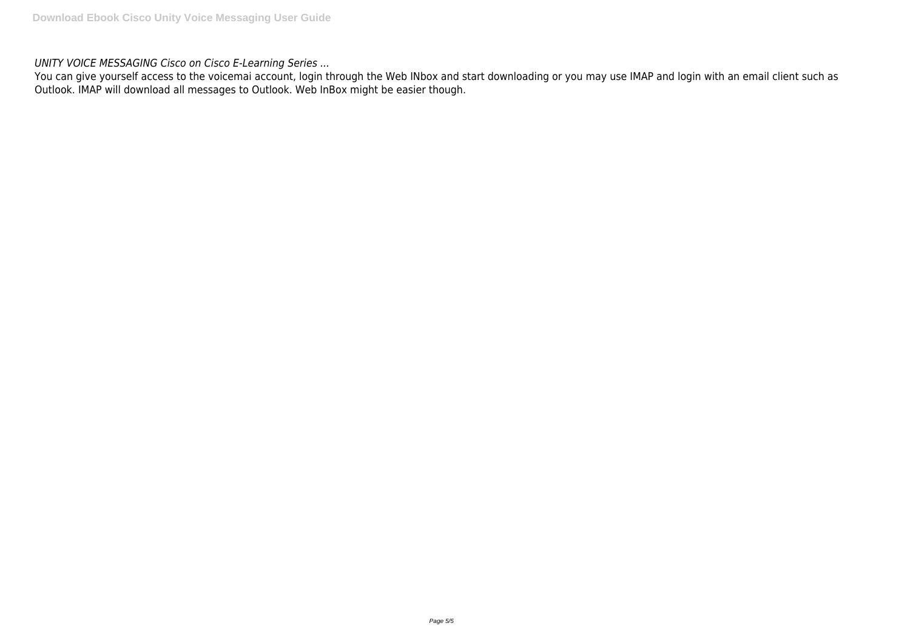*UNITY VOICE MESSAGING Cisco on Cisco E-Learning Series ...*

You can give yourself access to the voicemai account, login through the Web INbox and start downloading or you may use IMAP and login with an email client such as Outlook. IMAP will download all messages to Outlook. Web InBox might be easier though.